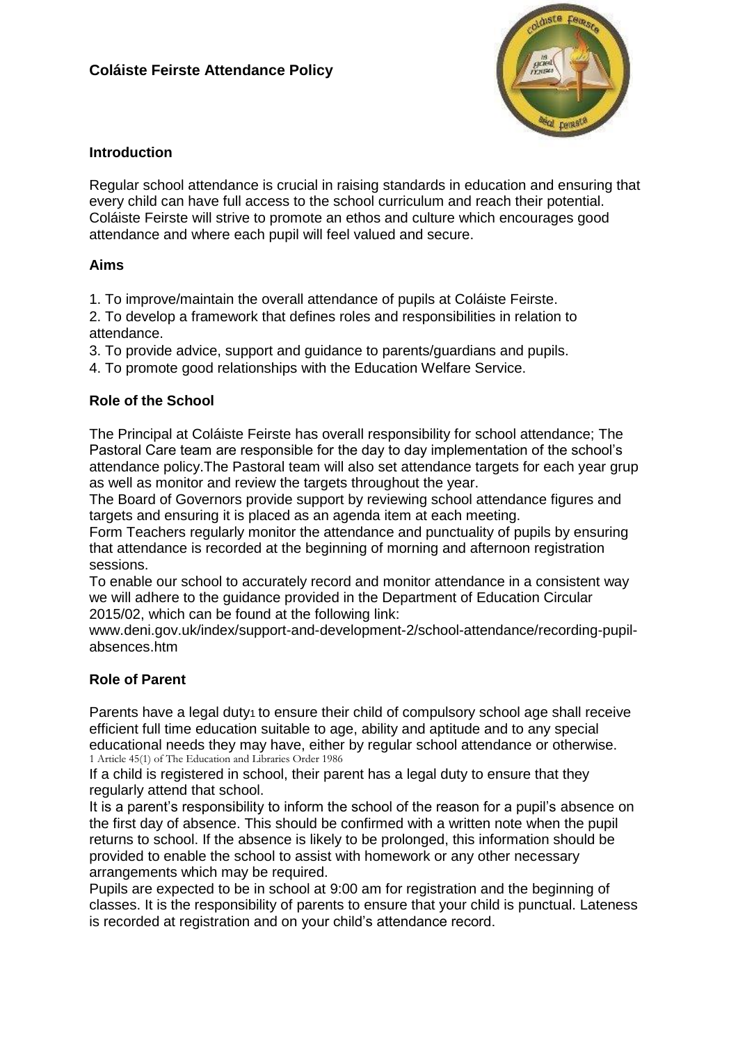# Coláiste Feirste Attendance Policy

## Introduction

Regular school attendance is crucial in raising standards in education and ensuring that every child can have full access to the school curriculum and reach their potential. Coláiste Feirste will strive to promote an ethos and culture which encourages good attendance and where each pupil will feel valued and secure.

## Aims

1. To improve/maintain the overall attendance of pupils at Coláiste Feirste.
2. To develop a framework that defines roles and responsibilities in relation to attendance.
3. To provide advice, support and guidance to parents/guardians and pupils.
4. To promote good relationships with the Education Welfare Service.

## Role of the School

The Principal at Coláiste Feirste has overall responsibility for school attendance; The Pastoral Care team are responsible for the day to day implementation of the school's attendance policy.The Pastoral team will also set attendance targets for each year grup as well as monitor and review the targets throughout the year.

The Board of Governors provide support by reviewing school attendance figures and targets and ensuring it is placed as an agenda item at each meeting.

Form Teachers regularly monitor the attendance and punctuality of pupils by ensuring that attendance is recorded at the beginning of morning and afternoon registration sessions.

To enable our school to accurately record and monitor attendance in a consistent way we will adhere to the guidance provided in the Department of Education Circular 2015/02, which can be found at the following link:

www.deni.gov.uk/index/support-and-development-2/school-attendance/recording-pupil-absences.htm

## Role of Parent

Parents have a legal duty[1] to ensure their child of compulsory school age shall receive efficient full time education suitable to age, ability and aptitude and to any special educational needs they may have, either by regular school attendance or otherwise.

[1] Article 45(1) of The Education and Libraries Order 1986

If a child is registered in school, their parent has a legal duty to ensure that they regularly attend that school.

It is a parent's responsibility to inform the school of the reason for a pupil's absence on the first day of absence. This should be confirmed with a written note when the pupil returns to school. If the absence is likely to be prolonged, this information should be provided to enable the school to assist with homework or any other necessary arrangements which may be required.

Pupils are expected to be in school at 9:00 am for registration and the beginning of classes. It is the responsibility of parents to ensure that your child is punctual. Lateness is recorded at registration and on your child's attendance record.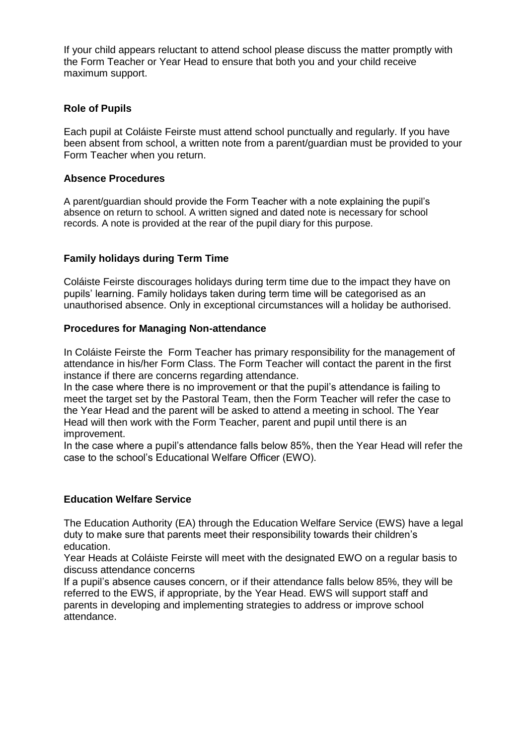If your child appears reluctant to attend school please discuss the matter promptly with the Form Teacher or Year Head to ensure that both you and your child receive maximum support.

**Role of Pupils**

Each pupil at Coláiste Feirste must attend school punctually and regularly. If you have been absent from school, a written note from a parent/guardian must be provided to your Form Teacher when you return.

**Absence Procedures**

A parent/guardian should provide the Form Teacher with a note explaining the pupil's absence on return to school. A written signed and dated note is necessary for school records. A note is provided at the rear of the pupil diary for this purpose.

**Family holidays during Term Time**

Coláiste Feirste discourages holidays during term time due to the impact they have on pupils' learning. Family holidays taken during term time will be categorised as an unauthorised absence. Only in exceptional circumstances will a holiday be authorised.

**Procedures for Managing Non-attendance**

In Coláiste Feirste the Form Teacher has primary responsibility for the management of attendance in his/her Form Class. The Form Teacher will contact the parent in the first instance if there are concerns regarding attendance.
In the case where there is no improvement or that the pupil's attendance is failing to meet the target set by the Pastoral Team, then the Form Teacher will refer the case to the Year Head and the parent will be asked to attend a meeting in school. The Year Head will then work with the Form Teacher, parent and pupil until there is an improvement.
In the case where a pupil's attendance falls below 85%, then the Year Head will refer the case to the school's Educational Welfare Officer (EWO).

**Education Welfare Service**

The Education Authority (EA) through the Education Welfare Service (EWS) have a legal duty to make sure that parents meet their responsibility towards their children's education.
Year Heads at Coláiste Feirste will meet with the designated EWO on a regular basis to discuss attendance concerns
If a pupil's absence causes concern, or if their attendance falls below 85%, they will be referred to the EWS, if appropriate, by the Year Head. EWS will support staff and parents in developing and implementing strategies to address or improve school attendance.